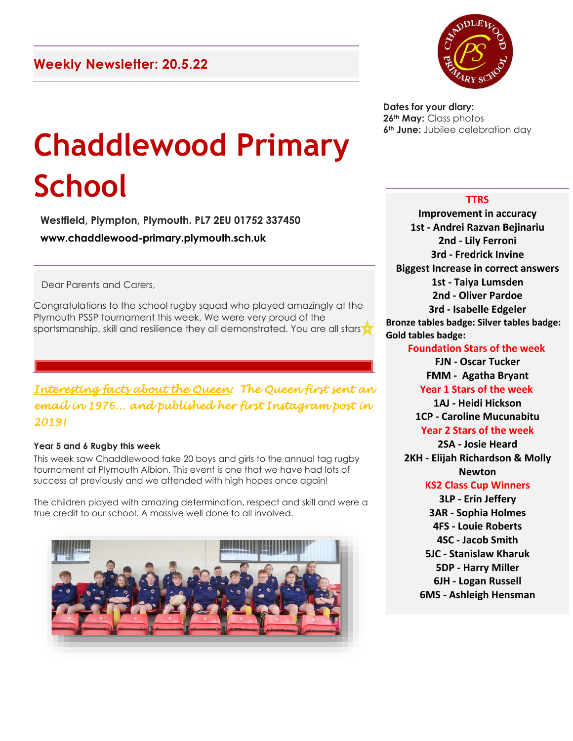## Weekly Newsletter: 20.5.22

# Chaddlewood Primary School

**Westfield, Plympton, Plymouth. PL7 2EU 01752 337450**

**www.chaddlewood-primary.plymouth.sch.uk**

**Dates for your diary:**
**26th May:** Class photos
**6th June:** Jubilee celebration day

Dear Parents and Carers,

Congratulations to the school rugby squad who played amazingly at the Plymouth PSSP tournament this week. We were very proud of the sportsmanship, skill and resilience they all demonstrated. You are all stars

*Interesting facts about the Queen: The Queen first sent an email in 1976… and published her first Instagram post in 2019!*

**Year 5 and 6 Rugby this week**

This week saw Chaddlewood take 20 boys and girls to the annual tag rugby tournament at Plymouth Albion. This event is one that we have had lots of success at previously and we attended with high hopes once again!

The children played with amazing determination, respect and skill and were a true credit to our school. A massive well done to all involved.

**TTRS**

**Improvement in accuracy**
**1st - Andrei Razvan Bejinariu**
**2nd - Lily Ferroni**
**3rd - Fredrick Invine**

**Biggest Increase in correct answers**
**1st - Taiya Lumsden**
**2nd - Oliver Pardoe**
**3rd - Isabelle Edgeler**

**Bronze tables badge: Silver tables badge: Gold tables badge:**

**Foundation Stars of the week**
**FJN - Oscar Tucker**
**FMM - Agatha Bryant**

**Year 1 Stars of the week**
**1AJ - Heidi Hickson**
**1CP - Caroline Mucunabitu**

**Year 2 Stars of the week**
**2SA - Josie Heard**
**2KH - Elijah Richardson & Molly Newton**

**KS2 Class Cup Winners**
**3LP - Erin Jeffery**
**3AR - Sophia Holmes**
**4FS - Louie Roberts**
**4SC - Jacob Smith**
**5JC - Stanislaw Kharuk**
**5DP - Harry Miller**
**6JH - Logan Russell**
**6MS - Ashleigh Hensman**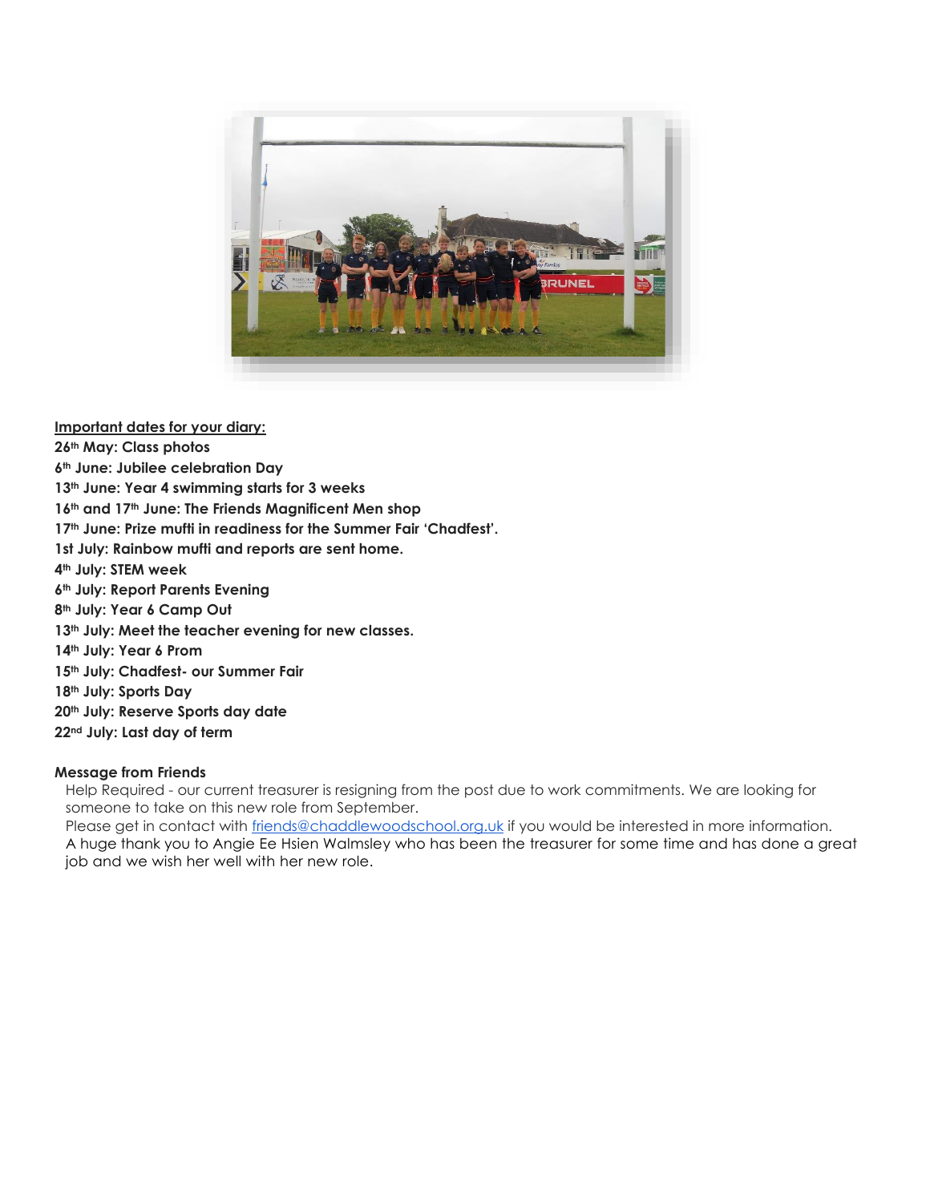**Important dates for your diary:**

**26th May: Class photos**
**6th June: Jubilee celebration Day**
**13th June: Year 4 swimming starts for 3 weeks**
**16th and 17th June: The Friends Magnificent Men shop**
**17th June: Prize mufti in readiness for the Summer Fair 'Chadfest'.**
**1st July: Rainbow mufti and reports are sent home.**
**4th July: STEM week**
**6th July: Report Parents Evening**
**8th July: Year 6 Camp Out**
**13th July: Meet the teacher evening for new classes.**
**14th July: Year 6 Prom**
**15th July: Chadfest- our Summer Fair**
**18th July: Sports Day**
**20th July: Reserve Sports day date**
**22nd July: Last day of term**

**Message from Friends**

Help Required - our current treasurer is resigning from the post due to work commitments. We are looking for someone to take on this new role from September.

Please get in contact with friends@chaddlewoodschool.org.uk if you would be interested in more information.

A huge thank you to Angie Ee Hsien Walmsley who has been the treasurer for some time and has done a great job and we wish her well with her new role.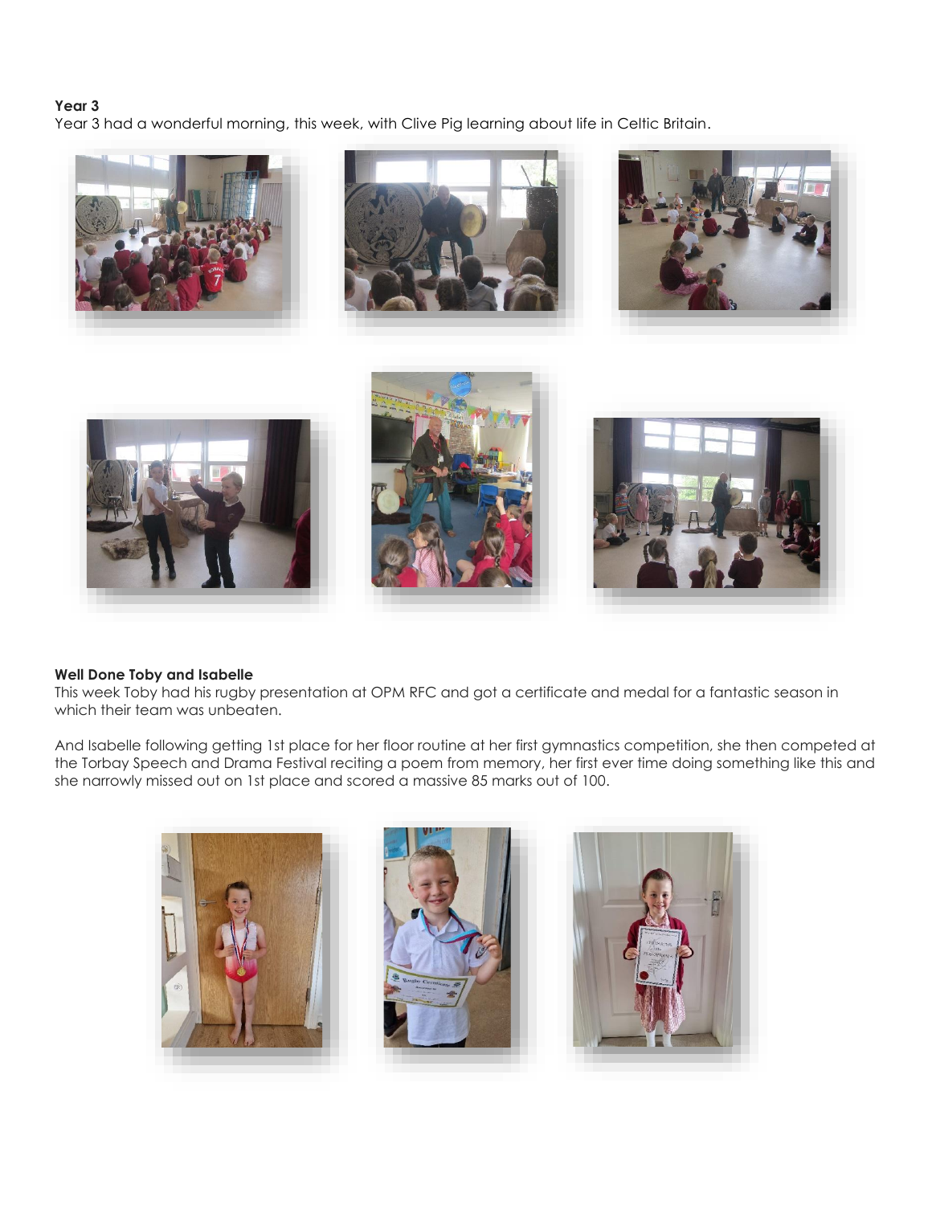**Year 3**

Year 3 had a wonderful morning, this week, with Clive Pig learning about life in Celtic Britain.

**Well Done Toby and Isabelle**

This week Toby had his rugby presentation at OPM RFC and got a certificate and medal for a fantastic season in which their team was unbeaten.

And Isabelle following getting 1st place for her floor routine at her first gymnastics competition, she then competed at the Torbay Speech and Drama Festival reciting a poem from memory, her first ever time doing something like this and she narrowly missed out on 1st place and scored a massive 85 marks out of 100.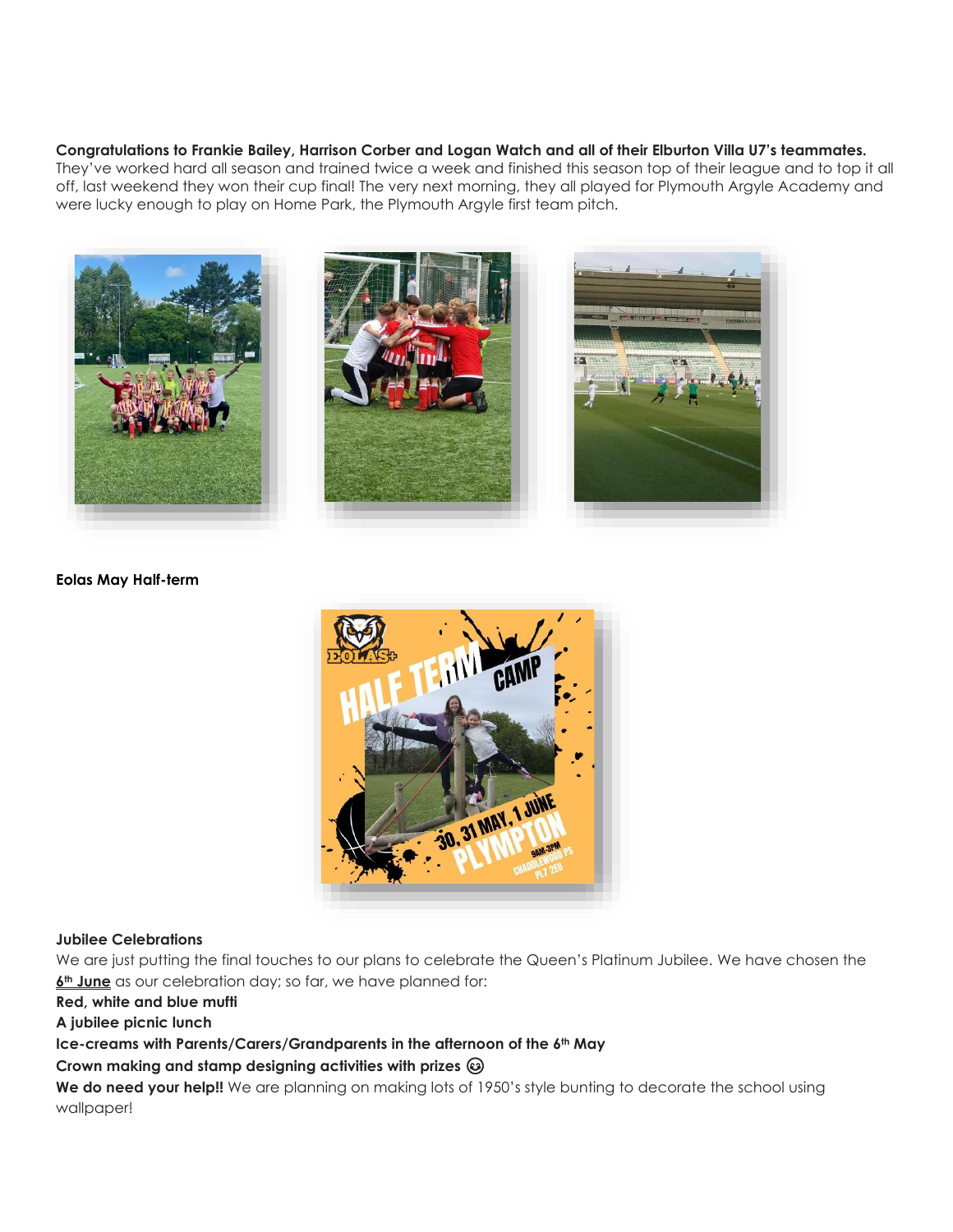**Congratulations to Frankie Bailey, Harrison Corber and Logan Watch and all of their Elburton Villa U7's teammates.** They've worked hard all season and trained twice a week and finished this season top of their league and to top it all off, last weekend they won their cup final! The very next morning, they all played for Plymouth Argyle Academy and were lucky enough to play on Home Park, the Plymouth Argyle first team pitch.

**Eolas May Half-term**

**Jubilee Celebrations**

We are just putting the final touches to our plans to celebrate the Queen's Platinum Jubilee. We have chosen the **6th June** as our celebration day; so far, we have planned for:

**Red, white and blue mufti**

**A jubilee picnic lunch**

**Ice-creams with Parents/Carers/Grandparents in the afternoon of the 6th May**

**Crown making and stamp designing activities with prizes 😉**

**We do need your help!!** We are planning on making lots of 1950's style bunting to decorate the school using wallpaper!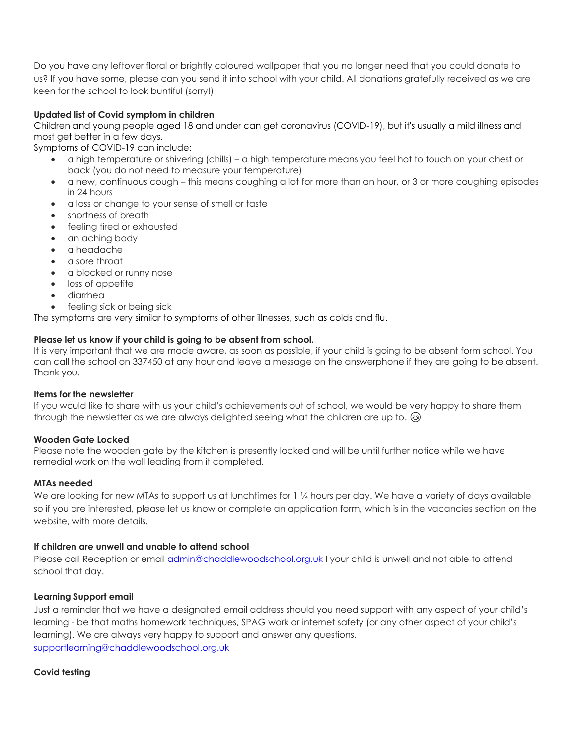Do you have any leftover floral or brightly coloured wallpaper that you no longer need that you could donate to us? If you have some, please can you send it into school with your child. All donations gratefully received as we are keen for the school to look buntiful (sorry!)

**Updated list of Covid symptom in children**

Children and young people aged 18 and under can get coronavirus (COVID-19), but it's usually a mild illness and most get better in a few days.

Symptoms of COVID-19 can include:

- a high temperature or shivering (chills) – a high temperature means you feel hot to touch on your chest or back (you do not need to measure your temperature)
- a new, continuous cough – this means coughing a lot for more than an hour, or 3 or more coughing episodes in 24 hours
- a loss or change to your sense of smell or taste
- shortness of breath
- feeling tired or exhausted
- an aching body
- a headache
- a sore throat
- a blocked or runny nose
- loss of appetite
- diarrhea
- feeling sick or being sick

The symptoms are very similar to symptoms of other illnesses, such as colds and flu.

**Please let us know if your child is going to be absent from school.**

It is very important that we are made aware, as soon as possible, if your child is going to be absent form school. You can call the school on 337450 at any hour and leave a message on the answerphone if they are going to be absent. Thank you.

**Items for the newsletter**

If you would like to share with us your child's achievements out of school, we would be very happy to share them through the newsletter as we are always delighted seeing what the children are up to. 😊

**Wooden Gate Locked**

Please note the wooden gate by the kitchen is presently locked and will be until further notice while we have remedial work on the wall leading from it completed.

**MTAs needed**

We are looking for new MTAs to support us at lunchtimes for 1 ¼ hours per day. We have a variety of days available so if you are interested, please let us know or complete an application form, which is in the vacancies section on the website, with more details.

**If children are unwell and unable to attend school**

Please call Reception or email admin@chaddlewoodschool.org.uk I your child is unwell and not able to attend school that day.

**Learning Support email**

Just a reminder that we have a designated email address should you need support with any aspect of your child's learning - be that maths homework techniques, SPAG work or internet safety (or any other aspect of your child's learning). We are always very happy to support and answer any questions.
supportlearning@chaddlewoodschool.org.uk

**Covid testing**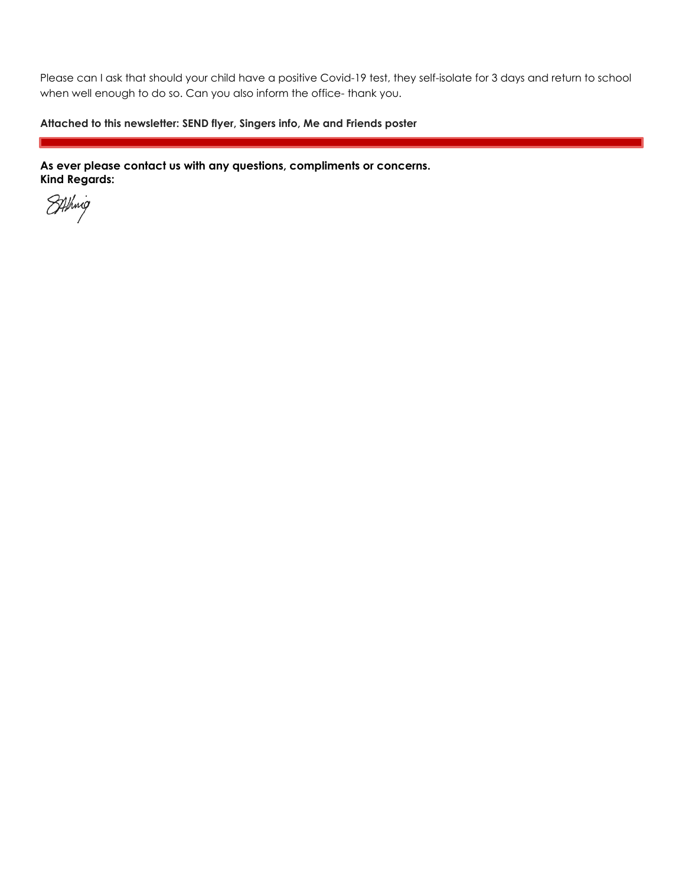Please can I ask that should your child have a positive Covid-19 test, they self-isolate for 3 days and return to school when well enough to do so. Can you also inform the office- thank you.

**Attached to this newsletter: SEND flyer, Singers info, Me and Friends poster**

---

**As ever please contact us with any questions, compliments or concerns.**
**Kind Regards:**